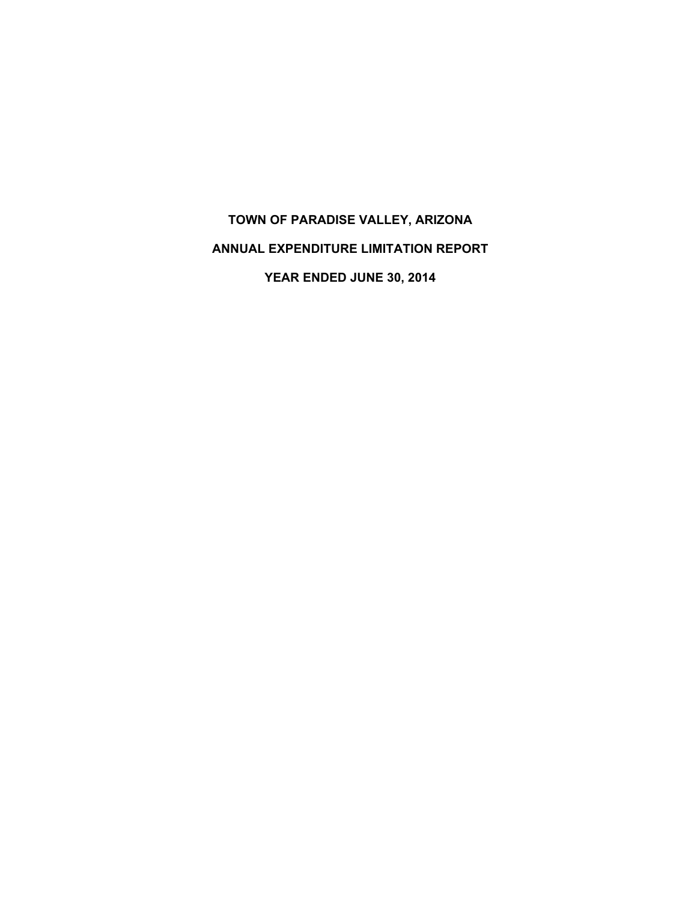# TOWN OF PARADISE VALLEY, ARIZONA

## ANNUAL EXPENDITURE LIMITATION REPORT

## YEAR ENDED JUNE 30, 2014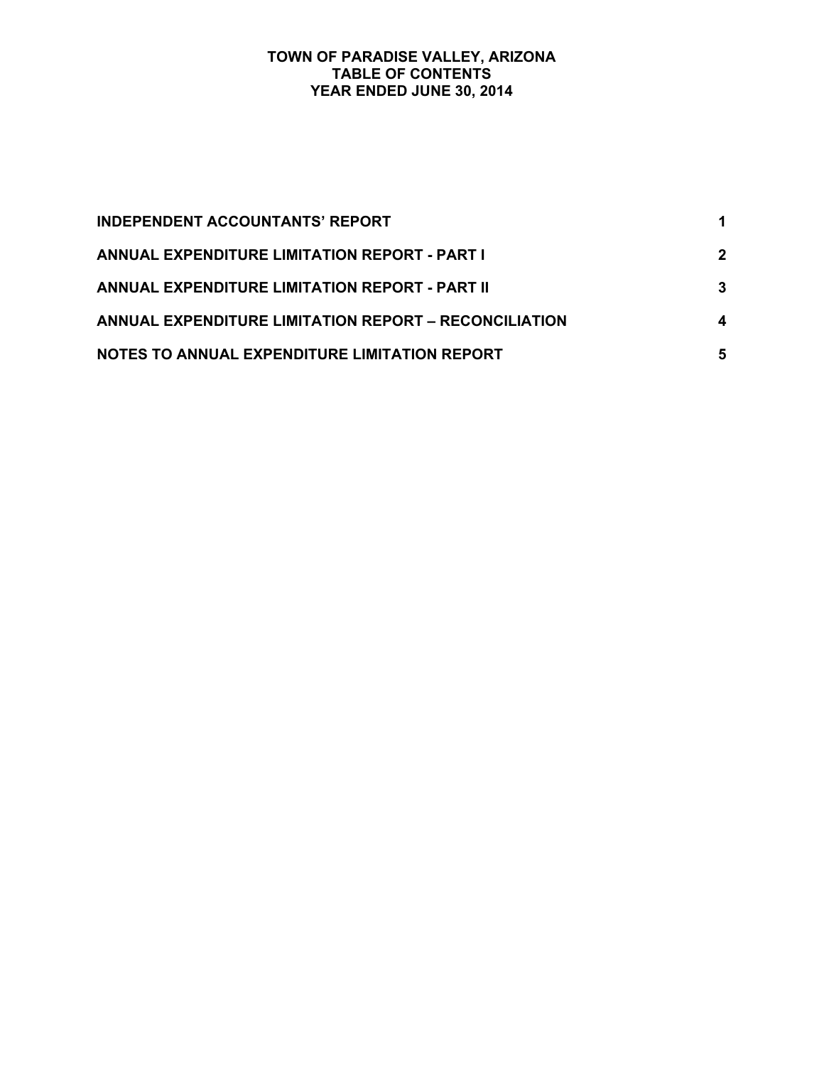# TOWN OF PARADISE VALLEY, ARIZONA
## TABLE OF CONTENTS
### YEAR ENDED JUNE 30, 2014

| | |
|---|---|
| **INDEPENDENT ACCOUNTANTS' REPORT** | **1** |
| **ANNUAL EXPENDITURE LIMITATION REPORT - PART I** | **2** |
| **ANNUAL EXPENDITURE LIMITATION REPORT - PART II** | **3** |
| **ANNUAL EXPENDITURE LIMITATION REPORT – RECONCILIATION** | **4** |
| **NOTES TO ANNUAL EXPENDITURE LIMITATION REPORT** | **5** |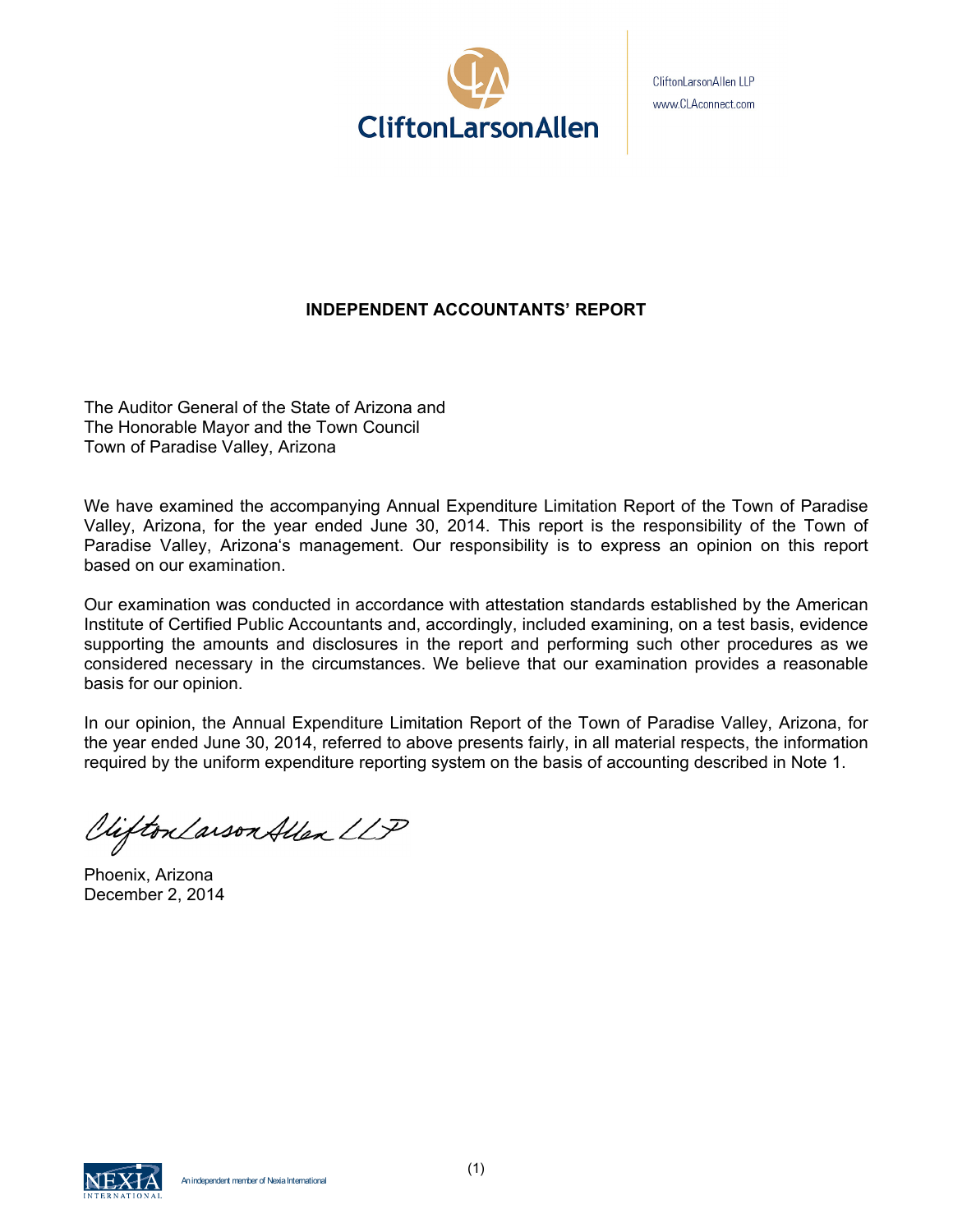CliftonLarsonAllen LLP
www.CLAconnect.com

## INDEPENDENT ACCOUNTANTS' REPORT

The Auditor General of the State of Arizona and
The Honorable Mayor and the Town Council
Town of Paradise Valley, Arizona

We have examined the accompanying Annual Expenditure Limitation Report of the Town of Paradise Valley, Arizona, for the year ended June 30, 2014. This report is the responsibility of the Town of Paradise Valley, Arizona's management. Our responsibility is to express an opinion on this report based on our examination.

Our examination was conducted in accordance with attestation standards established by the American Institute of Certified Public Accountants and, accordingly, included examining, on a test basis, evidence supporting the amounts and disclosures in the report and performing such other procedures as we considered necessary in the circumstances. We believe that our examination provides a reasonable basis for our opinion.

In our opinion, the Annual Expenditure Limitation Report of the Town of Paradise Valley, Arizona, for the year ended June 30, 2014, referred to above presents fairly, in all material respects, the information required by the uniform expenditure reporting system on the basis of accounting described in Note 1.

CliftonLarsonAllen LLP

Phoenix, Arizona
December 2, 2014

An independent member of Nexia International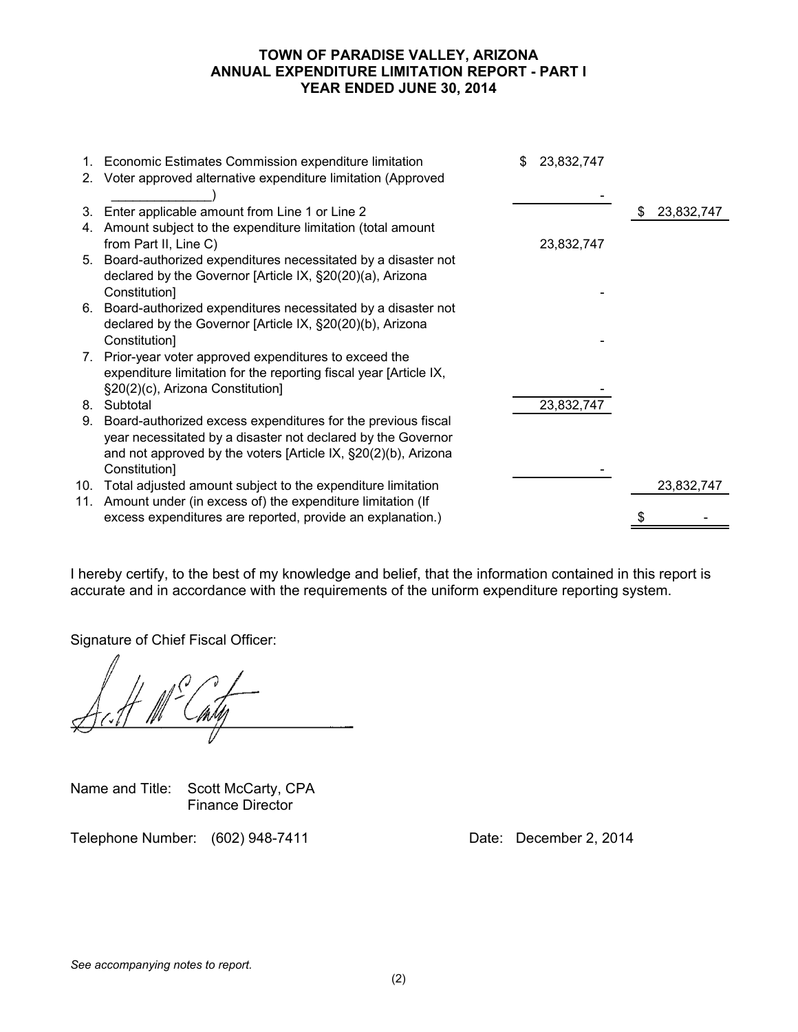**TOWN OF PARADISE VALLEY, ARIZONA**
**ANNUAL EXPENDITURE LIMITATION REPORT - PART I**
**YEAR ENDED JUNE 30, 2014**

| | | | |
|---|---|---|---|
| 1. | Economic Estimates Commission expenditure limitation | $ 23,832,747 | |
| 2. | Voter approved alternative expenditure limitation (Approved _____________) | - | |
| 3. | Enter applicable amount from Line 1 or Line 2 | | $ 23,832,747 |
| 4. | Amount subject to the expenditure limitation (total amount from Part II, Line C) | 23,832,747 | |
| 5. | Board-authorized expenditures necessitated by a disaster not declared by the Governor [Article IX, §20(20)(a), Arizona Constitution] | - | |
| 6. | Board-authorized expenditures necessitated by a disaster not declared by the Governor [Article IX, §20(20)(b), Arizona Constitution] | - | |
| 7. | Prior-year voter approved expenditures to exceed the expenditure limitation for the reporting fiscal year [Article IX, §20(2)(c), Arizona Constitution] | - | |
| 8. | Subtotal | 23,832,747 | |
| 9. | Board-authorized excess expenditures for the previous fiscal year necessitated by a disaster not declared by the Governor and not approved by the voters [Article IX, §20(2)(b), Arizona Constitution] | - | |
| 10. | Total adjusted amount subject to the expenditure limitation | | 23,832,747 |
| 11. | Amount under (in excess of) the expenditure limitation (If excess expenditures are reported, provide an explanation.) | | $ - |

I hereby certify, to the best of my knowledge and belief, that the information contained in this report is accurate and in accordance with the requirements of the uniform expenditure reporting system.

Signature of Chief Fiscal Officer:

Name and Title: Scott McCarty, CPA
Finance Director

Telephone Number: (602) 948-7411

Date: December 2, 2014

*See accompanying notes to report.*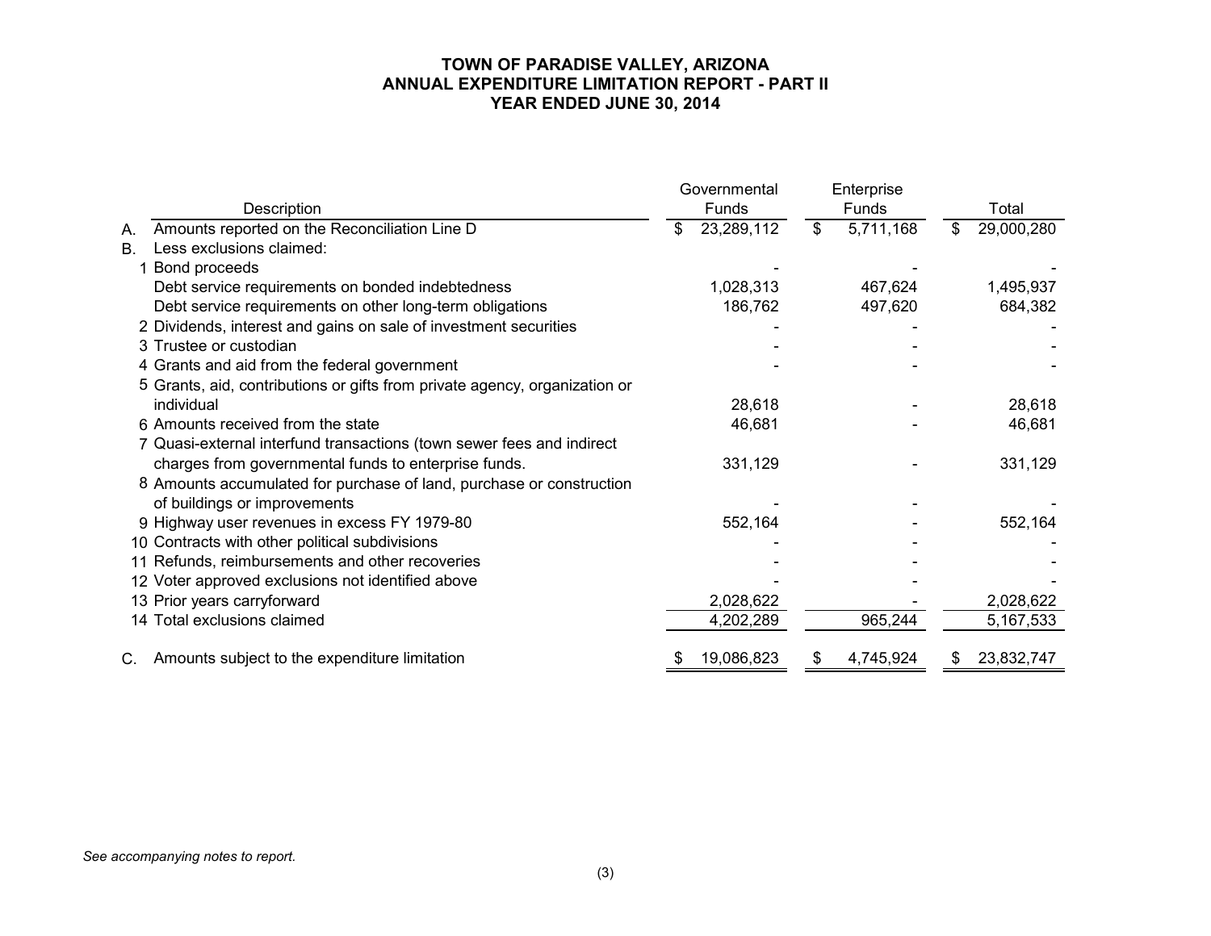# TOWN OF PARADISE VALLEY, ARIZONA
## ANNUAL EXPENDITURE LIMITATION REPORT - PART II
### YEAR ENDED JUNE 30, 2014

| | Description | Governmental Funds | Enterprise Funds | Total |
|---|---|---|---|---|
| A. | Amounts reported on the Reconciliation Line D | $ 23,289,112 | $ 5,711,168 | $ 29,000,280 |
| B. | Less exclusions claimed: | | | |
| 1 | Bond proceeds | - | - | - |
| | Debt service requirements on bonded indebtedness | 1,028,313 | 467,624 | 1,495,937 |
| | Debt service requirements on other long-term obligations | 186,762 | 497,620 | 684,382 |
| 2 | Dividends, interest and gains on sale of investment securities | - | - | - |
| 3 | Trustee or custodian | - | - | - |
| 4 | Grants and aid from the federal government | - | - | - |
| 5 | Grants, aid, contributions or gifts from private agency, organization or individual | 28,618 | - | 28,618 |
| 6 | Amounts received from the state | 46,681 | - | 46,681 |
| 7 | Quasi-external interfund transactions (town sewer fees and indirect charges from governmental funds to enterprise funds. | 331,129 | - | 331,129 |
| 8 | Amounts accumulated for purchase of land, purchase or construction of buildings or improvements | - | - | - |
| 9 | Highway user revenues in excess FY 1979-80 | 552,164 | - | 552,164 |
| 10 | Contracts with other political subdivisions | - | - | - |
| 11 | Refunds, reimbursements and other recoveries | - | - | - |
| 12 | Voter approved exclusions not identified above | - | - | - |
| 13 | Prior years carryforward | 2,028,622 | - | 2,028,622 |
| 14 | Total exclusions claimed | 4,202,289 | 965,244 | 5,167,533 |
| C. | Amounts subject to the expenditure limitation | $ 19,086,823 | $ 4,745,924 | $ 23,832,747 |

*See accompanying notes to report.*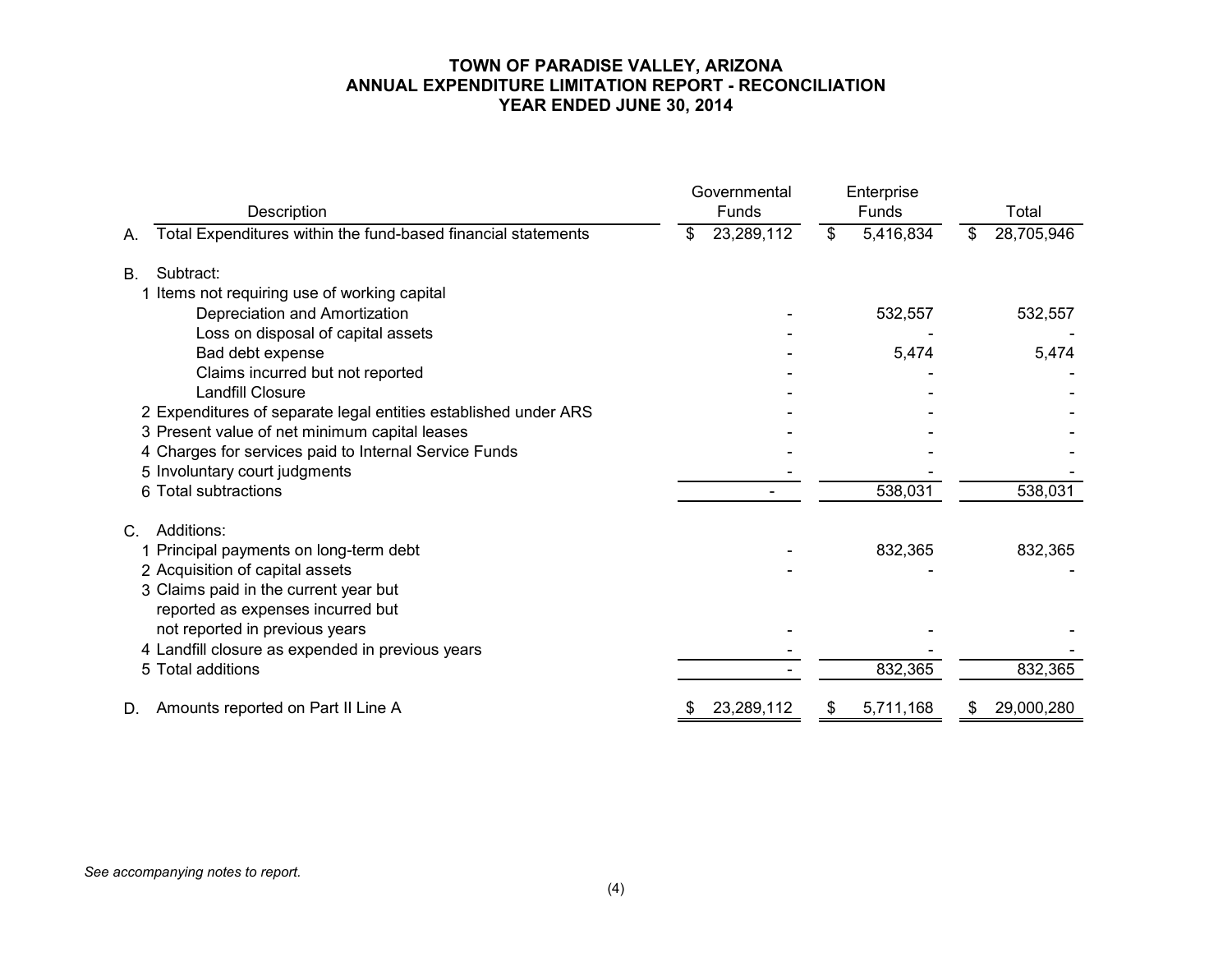# TOWN OF PARADISE VALLEY, ARIZONA
## ANNUAL EXPENDITURE LIMITATION REPORT - RECONCILIATION
### YEAR ENDED JUNE 30, 2014

| | Description | Governmental Funds | Enterprise Funds | Total |
|---|---|---|---|---|
| A. | Total Expenditures within the fund-based financial statements | $ 23,289,112 | $ 5,416,834 | $ 28,705,946 |
| | | | | |
| B. | Subtract: | | | |
| | 1 Items not requiring use of working capital | | | |
| | Depreciation and Amortization | - | 532,557 | 532,557 |
| | Loss on disposal of capital assets | - | - | - |
| | Bad debt expense | - | 5,474 | 5,474 |
| | Claims incurred but not reported | - | - | - |
| | Landfill Closure | - | - | - |
| | 2 Expenditures of separate legal entities established under ARS | - | - | - |
| | 3 Present value of net minimum capital leases | - | - | - |
| | 4 Charges for services paid to Internal Service Funds | - | - | - |
| | 5 Involuntary court judgments | - | - | - |
| | 6 Total subtractions | - | 538,031 | 538,031 |
| | | | | |
| C. | Additions: | | | |
| | 1 Principal payments on long-term debt | - | 832,365 | 832,365 |
| | 2 Acquisition of capital assets | - | - | - |
| | 3 Claims paid in the current year but reported as expenses incurred but not reported in previous years | - | - | - |
| | 4 Landfill closure as expended in previous years | - | - | - |
| | 5 Total additions | - | 832,365 | 832,365 |
| | | | | |
| D. | Amounts reported on Part II Line A | $ 23,289,112 | $ 5,711,168 | $ 29,000,280 |

*See accompanying notes to report.*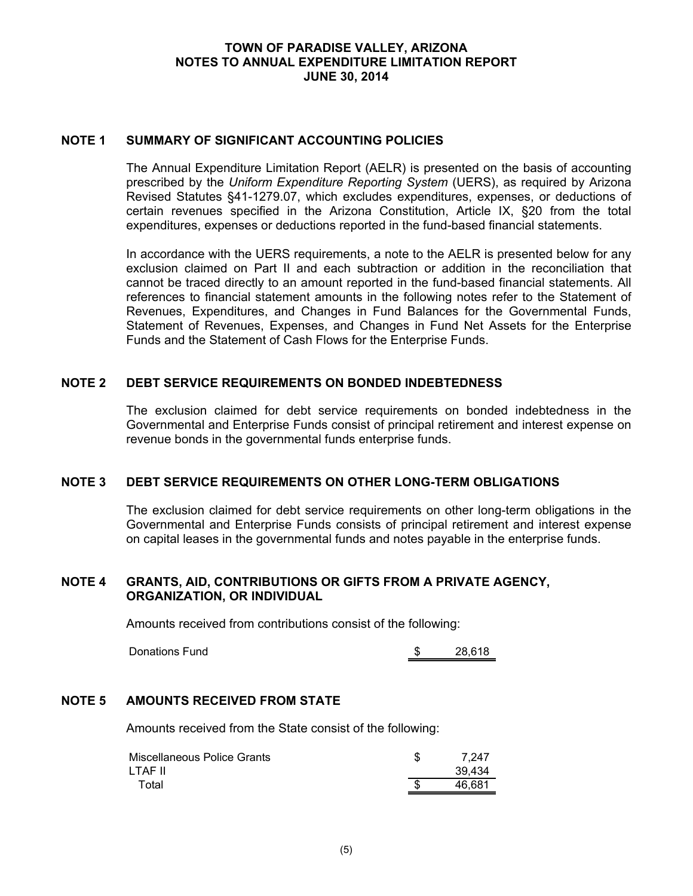# TOWN OF PARADISE VALLEY, ARIZONA
## NOTES TO ANNUAL EXPENDITURE LIMITATION REPORT
## JUNE 30, 2014

### NOTE 1 SUMMARY OF SIGNIFICANT ACCOUNTING POLICIES

The Annual Expenditure Limitation Report (AELR) is presented on the basis of accounting prescribed by the *Uniform Expenditure Reporting System* (UERS), as required by Arizona Revised Statutes §41-1279.07, which excludes expenditures, expenses, or deductions of certain revenues specified in the Arizona Constitution, Article IX, §20 from the total expenditures, expenses or deductions reported in the fund-based financial statements.

In accordance with the UERS requirements, a note to the AELR is presented below for any exclusion claimed on Part II and each subtraction or addition in the reconciliation that cannot be traced directly to an amount reported in the fund-based financial statements. All references to financial statement amounts in the following notes refer to the Statement of Revenues, Expenditures, and Changes in Fund Balances for the Governmental Funds, Statement of Revenues, Expenses, and Changes in Fund Net Assets for the Enterprise Funds and the Statement of Cash Flows for the Enterprise Funds.

### NOTE 2 DEBT SERVICE REQUIREMENTS ON BONDED INDEBTEDNESS

The exclusion claimed for debt service requirements on bonded indebtedness in the Governmental and Enterprise Funds consist of principal retirement and interest expense on revenue bonds in the governmental funds enterprise funds.

### NOTE 3 DEBT SERVICE REQUIREMENTS ON OTHER LONG-TERM OBLIGATIONS

The exclusion claimed for debt service requirements on other long-term obligations in the Governmental and Enterprise Funds consists of principal retirement and interest expense on capital leases in the governmental funds and notes payable in the enterprise funds.

### NOTE 4 GRANTS, AID, CONTRIBUTIONS OR GIFTS FROM A PRIVATE AGENCY, ORGANIZATION, OR INDIVIDUAL

Amounts received from contributions consist of the following:

| | | |
|---|---|---|
| Donations Fund | $ | 28,618 |

### NOTE 5 AMOUNTS RECEIVED FROM STATE

Amounts received from the State consist of the following:

| | | |
|---|---|---|
| Miscellaneous Police Grants | $ | 7,247 |
| LTAF II | | 39,434 |
| Total | $ | 46,681 |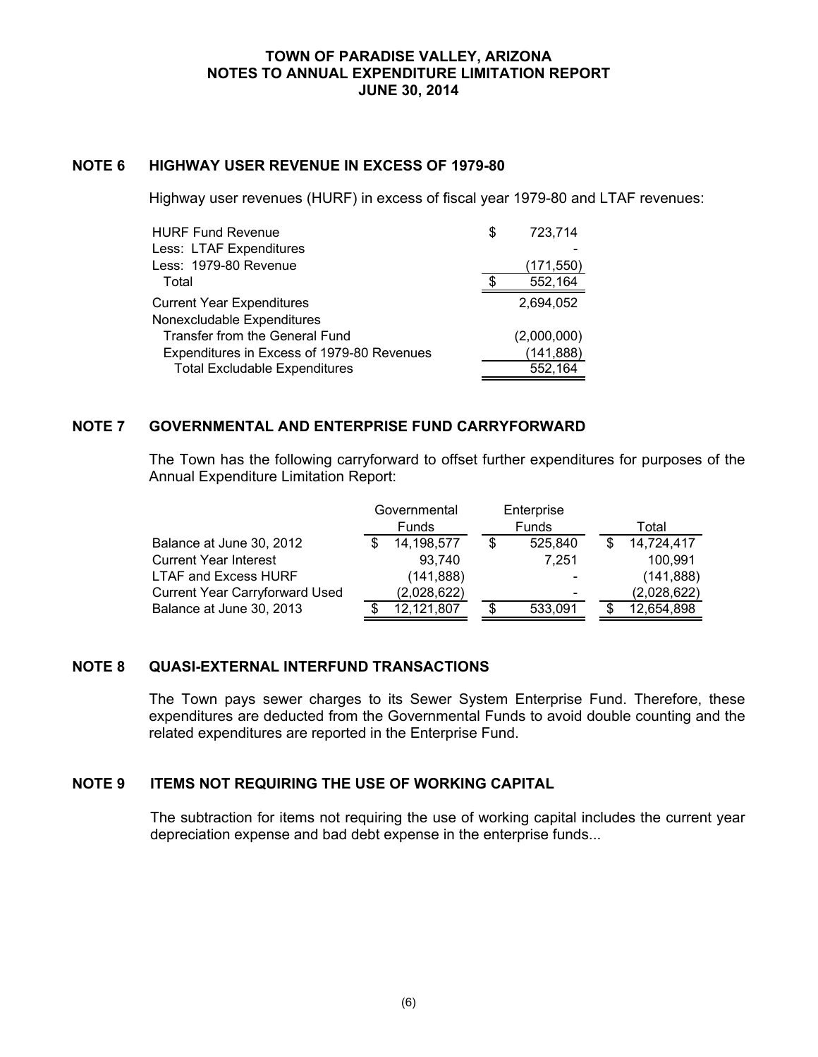# TOWN OF PARADISE VALLEY, ARIZONA
## NOTES TO ANNUAL EXPENDITURE LIMITATION REPORT
## JUNE 30, 2014

### NOTE 6 HIGHWAY USER REVENUE IN EXCESS OF 1979-80

Highway user revenues (HURF) in excess of fiscal year 1979-80 and LTAF revenues:

| | |
|---|---|
| HURF Fund Revenue | $ 723,714 |
| Less: LTAF Expenditures | - |
| Less: 1979-80 Revenue | (171,550) |
| Total | $ 552,164 |
| Current Year Expenditures | 2,694,052 |
| Nonexcludable Expenditures | |
| Transfer from the General Fund | (2,000,000) |
| Expenditures in Excess of 1979-80 Revenues | (141,888) |
| Total Excludable Expenditures | 552,164 |

### NOTE 7 GOVERNMENTAL AND ENTERPRISE FUND CARRYFORWARD

The Town has the following carryforward to offset further expenditures for purposes of the Annual Expenditure Limitation Report:

| | Governmental Funds | Enterprise Funds | Total |
|---|---|---|---|
| Balance at June 30, 2012 | $ 14,198,577 | $ 525,840 | $ 14,724,417 |
| Current Year Interest | 93,740 | 7,251 | 100,991 |
| LTAF and Excess HURF | (141,888) | - | (141,888) |
| Current Year Carryforward Used | (2,028,622) | - | (2,028,622) |
| Balance at June 30, 2013 | $ 12,121,807 | $ 533,091 | $ 12,654,898 |

### NOTE 8 QUASI-EXTERNAL INTERFUND TRANSACTIONS

The Town pays sewer charges to its Sewer System Enterprise Fund. Therefore, these expenditures are deducted from the Governmental Funds to avoid double counting and the related expenditures are reported in the Enterprise Fund.

### NOTE 9 ITEMS NOT REQUIRING THE USE OF WORKING CAPITAL

The subtraction for items not requiring the use of working capital includes the current year depreciation expense and bad debt expense in the enterprise funds...